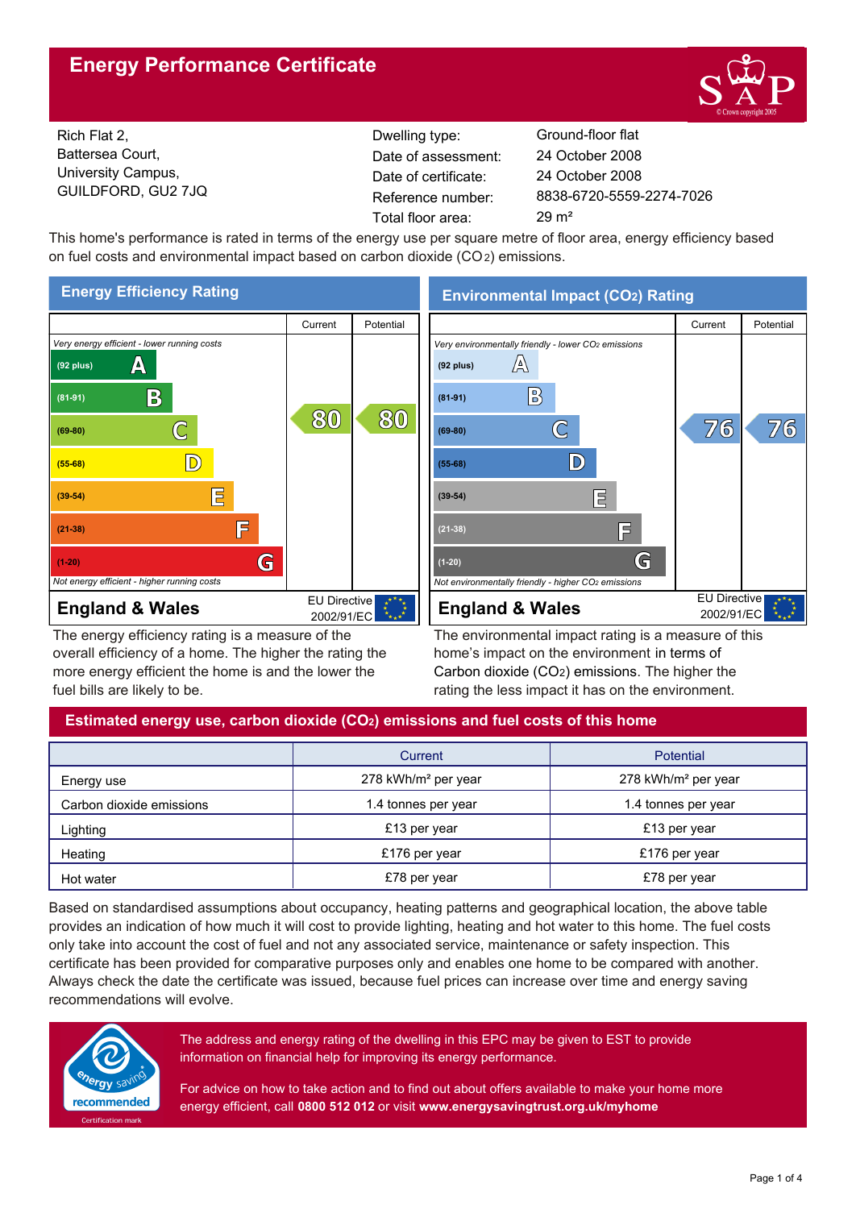# Energy Performance Certificate

Rich Flat 2,
Battersea Court,
University Campus,
GUILDFORD, GU2 7JQ

| | |
|---|---|
| Dwelling type: | Ground-floor flat |
| Date of assessment: | 24 October 2008 |
| Date of certificate: | 24 October 2008 |
| Reference number: | 8838-6720-5559-2274-7026 |
| Total floor area: | 29 m² |

This home's performance is rated in terms of the energy use per square metre of floor area, energy efficiency based on fuel costs and environmental impact based on carbon dioxide ($CO_2$) emissions.

## Energy Efficiency Rating

| | Current | Potential |
|---|---|---|
| *Very energy efficient - lower running costs* | | |
| (92 plus) A | | |
| (81-91) B | | |
| (69-80) C | 80 | 80 |
| (55-68) D | | |
| (39-54) E | | |
| (21-38) F | | |
| (1-20) G | | |
| *Not energy efficient - higher running costs* | | |
| **England & Wales** | EU Directive 2002/91/EC | |

The energy efficiency rating is a measure of the overall efficiency of a home. The higher the rating the more energy efficient the home is and the lower the fuel bills are likely to be.

## Environmental Impact ($CO_2$) Rating

| | Current | Potential |
|---|---|---|
| *Very environmentally friendly - lower $CO_2$ emissions* | | |
| (92 plus) A | | |
| (81-91) B | | |
| (69-80) C | 76 | 76 |
| (55-68) D | | |
| (39-54) E | | |
| (21-38) F | | |
| (1-20) G | | |
| *Not environmentally friendly - higher $CO_2$ emissions* | | |
| **England & Wales** | EU Directive 2002/91/EC | |

The environmental impact rating is a measure of this home's impact on the environment in terms of Carbon dioxide ($CO_2$) emissions. The higher the rating the less impact it has on the environment.

## Estimated energy use, carbon dioxide ($CO_2$) emissions and fuel costs of this home

| | Current | Potential |
|---|---|---|
| Energy use | 278 kWh/m² per year | 278 kWh/m² per year |
| Carbon dioxide emissions | 1.4 tonnes per year | 1.4 tonnes per year |
| Lighting | £13 per year | £13 per year |
| Heating | £176 per year | £176 per year |
| Hot water | £78 per year | £78 per year |

Based on standardised assumptions about occupancy, heating patterns and geographical location, the above table provides an indication of how much it will cost to provide lighting, heating and hot water to this home. The fuel costs only take into account the cost of fuel and not any associated service, maintenance or safety inspection. This certificate has been provided for comparative purposes only and enables one home to be compared with another. Always check the date the certificate was issued, because fuel prices can increase over time and energy saving recommendations will evolve.

energy saving recommended — Certification mark

The address and energy rating of the dwelling in this EPC may be given to EST to provide information on financial help for improving its energy performance.

For advice on how to take action and to find out about offers available to make your home more energy efficient, call **0800 512 012** or visit **www.energysavingtrust.org.uk/myhome**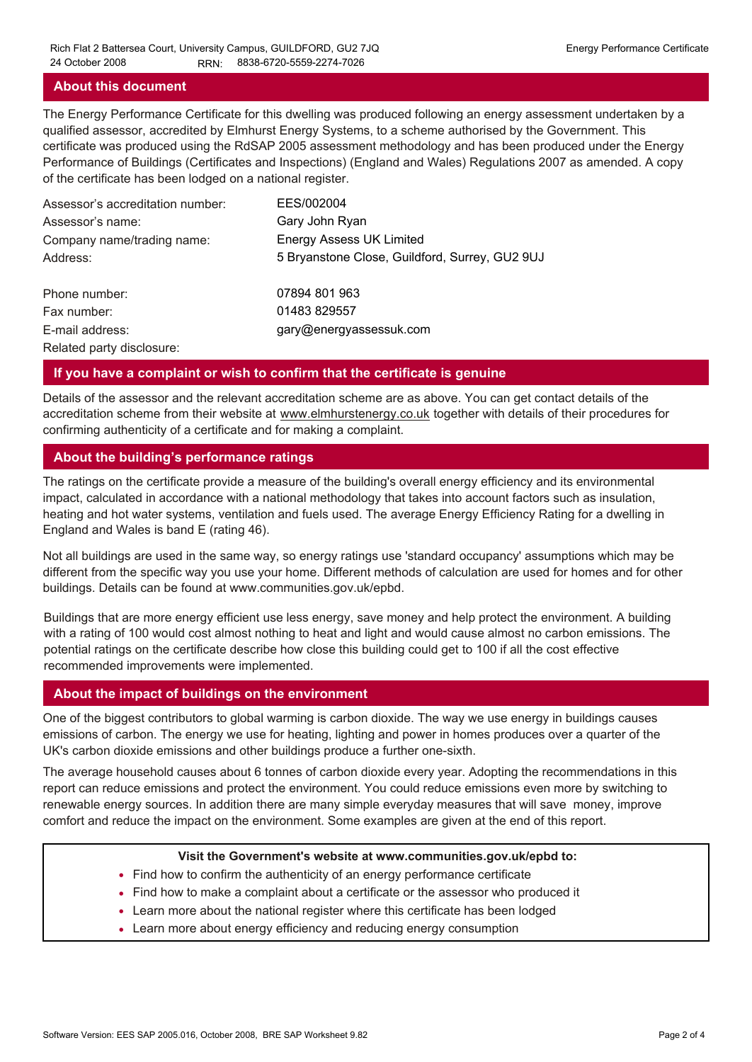## About this document

The Energy Performance Certificate for this dwelling was produced following an energy assessment undertaken by a qualified assessor, accredited by Elmhurst Energy Systems, to a scheme authorised by the Government. This certificate was produced using the RdSAP 2005 assessment methodology and has been produced under the Energy Performance of Buildings (Certificates and Inspections) (England and Wales) Regulations 2007 as amended. A copy of the certificate has been lodged on a national register.

| | |
|---|---|
| Assessor's accreditation number: | EES/002004 |
| Assessor's name: | Gary John Ryan |
| Company name/trading name: | Energy Assess UK Limited |
| Address: | 5 Bryanstone Close, Guildford, Surrey, GU2 9UJ |
| Phone number: | 07894 801 963 |
| Fax number: | 01483 829557 |
| E-mail address: | gary@energyassessuk.com |
| Related party disclosure: | |

## If you have a complaint or wish to confirm that the certificate is genuine

Details of the assessor and the relevant accreditation scheme are as above. You can get contact details of the accreditation scheme from their website at www.elmhurstenergy.co.uk together with details of their procedures for confirming authenticity of a certificate and for making a complaint.

## About the building's performance ratings

The ratings on the certificate provide a measure of the building's overall energy efficiency and its environmental impact, calculated in accordance with a national methodology that takes into account factors such as insulation, heating and hot water systems, ventilation and fuels used. The average Energy Efficiency Rating for a dwelling in England and Wales is band E (rating 46).

Not all buildings are used in the same way, so energy ratings use 'standard occupancy' assumptions which may be different from the specific way you use your home. Different methods of calculation are used for homes and for other buildings. Details can be found at www.communities.gov.uk/epbd.

Buildings that are more energy efficient use less energy, save money and help protect the environment. A building with a rating of 100 would cost almost nothing to heat and light and would cause almost no carbon emissions. The potential ratings on the certificate describe how close this building could get to 100 if all the cost effective recommended improvements were implemented.

## About the impact of buildings on the environment

One of the biggest contributors to global warming is carbon dioxide. The way we use energy in buildings causes emissions of carbon. The energy we use for heating, lighting and power in homes produces over a quarter of the UK's carbon dioxide emissions and other buildings produce a further one-sixth.

The average household causes about 6 tonnes of carbon dioxide every year. Adopting the recommendations in this report can reduce emissions and protect the environment. You could reduce emissions even more by switching to renewable energy sources. In addition there are many simple everyday measures that will save money, improve comfort and reduce the impact on the environment. Some examples are given at the end of this report.

**Visit the Government's website at www.communities.gov.uk/epbd to:**

- Find how to confirm the authenticity of an energy performance certificate
- Find how to make a complaint about a certificate or the assessor who produced it
- Learn more about the national register where this certificate has been lodged
- Learn more about energy efficiency and reducing energy consumption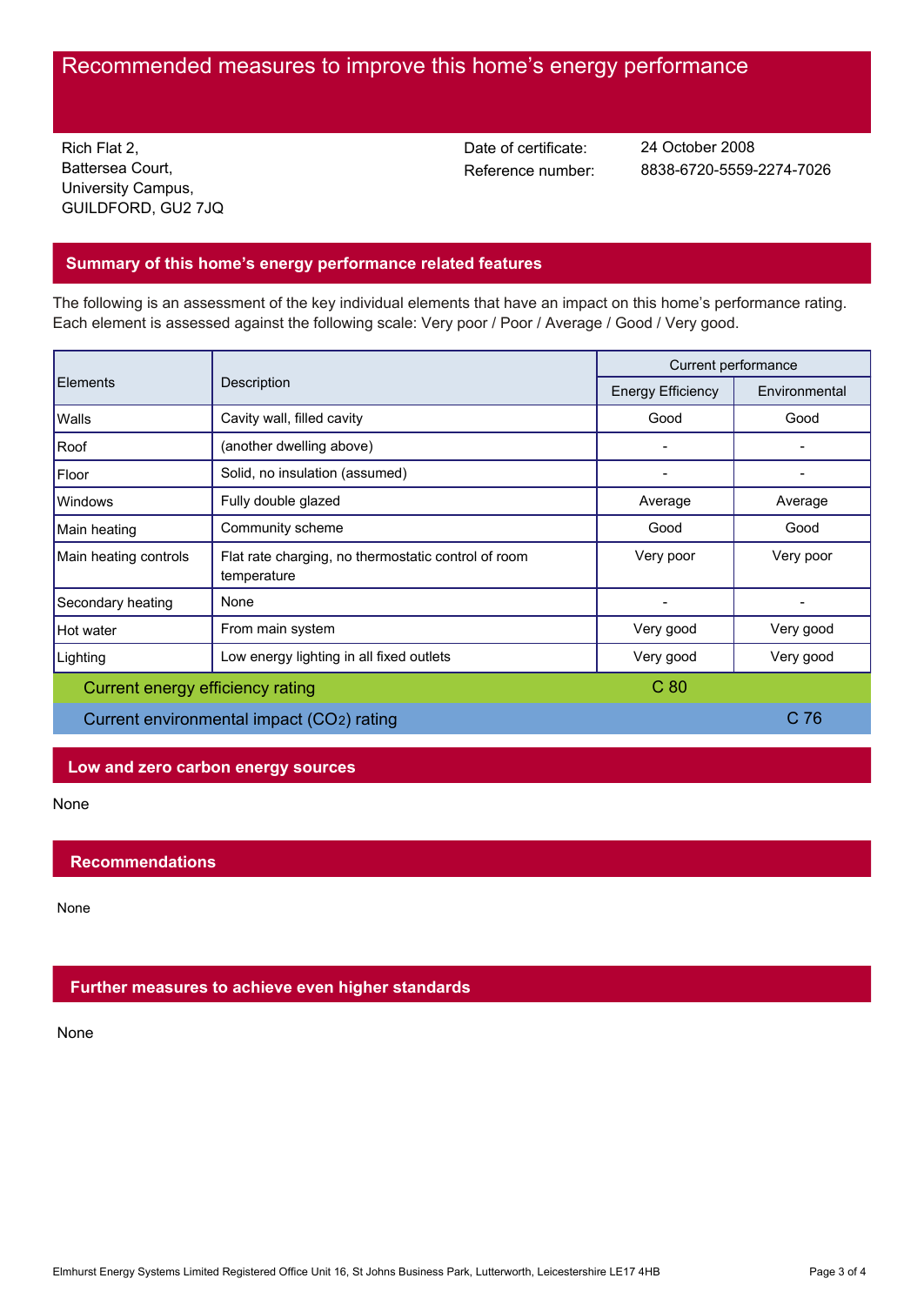# Recommended measures to improve this home's energy performance

Rich Flat 2,
Battersea Court,
University Campus,
GUILDFORD, GU2 7JQ

Date of certificate: 24 October 2008
Reference number: 8838-6720-5559-2274-7026

## Summary of this home's energy performance related features

The following is an assessment of the key individual elements that have an impact on this home's performance rating. Each element is assessed against the following scale: Very poor / Poor / Average / Good / Very good.

| Elements | Description | Current performance | |
|---|---|---|---|
| | | Energy Efficiency | Environmental |
| Walls | Cavity wall, filled cavity | Good | Good |
| Roof | (another dwelling above) | - | - |
| Floor | Solid, no insulation (assumed) | - | - |
| Windows | Fully double glazed | Average | Average |
| Main heating | Community scheme | Good | Good |
| Main heating controls | Flat rate charging, no thermostatic control of room temperature | Very poor | Very poor |
| Secondary heating | None | - | - |
| Hot water | From main system | Very good | Very good |
| Lighting | Low energy lighting in all fixed outlets | Very good | Very good |
| Current energy efficiency rating | | C 80 | |
| Current environmental impact ($CO_2$) rating | | | C 76 |

## Low and zero carbon energy sources

None

## Recommendations

None

## Further measures to achieve even higher standards

None

Elmhurst Energy Systems Limited Registered Office Unit 16, St Johns Business Park, Lutterworth, Leicestershire LE17 4HB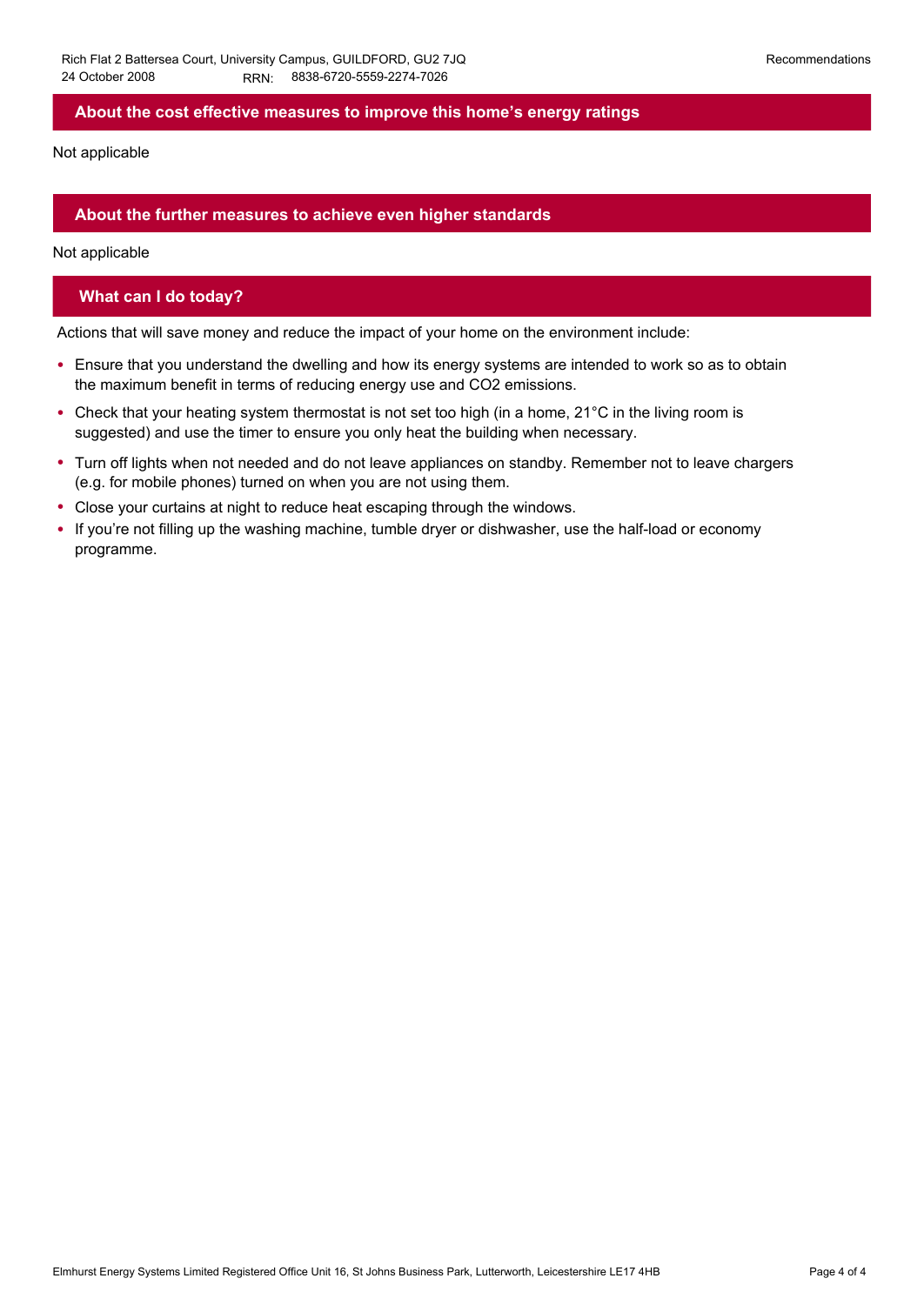## About the cost effective measures to improve this home's energy ratings

Not applicable

## About the further measures to achieve even higher standards

Not applicable

## What can I do today?

Actions that will save money and reduce the impact of your home on the environment include:

- Ensure that you understand the dwelling and how its energy systems are intended to work so as to obtain the maximum benefit in terms of reducing energy use and $CO_2$ emissions.
- Check that your heating system thermostat is not set too high (in a home, 21°C in the living room is suggested) and use the timer to ensure you only heat the building when necessary.
- Turn off lights when not needed and do not leave appliances on standby. Remember not to leave chargers (e.g. for mobile phones) turned on when you are not using them.
- Close your curtains at night to reduce heat escaping through the windows.
- If you're not filling up the washing machine, tumble dryer or dishwasher, use the half-load or economy programme.